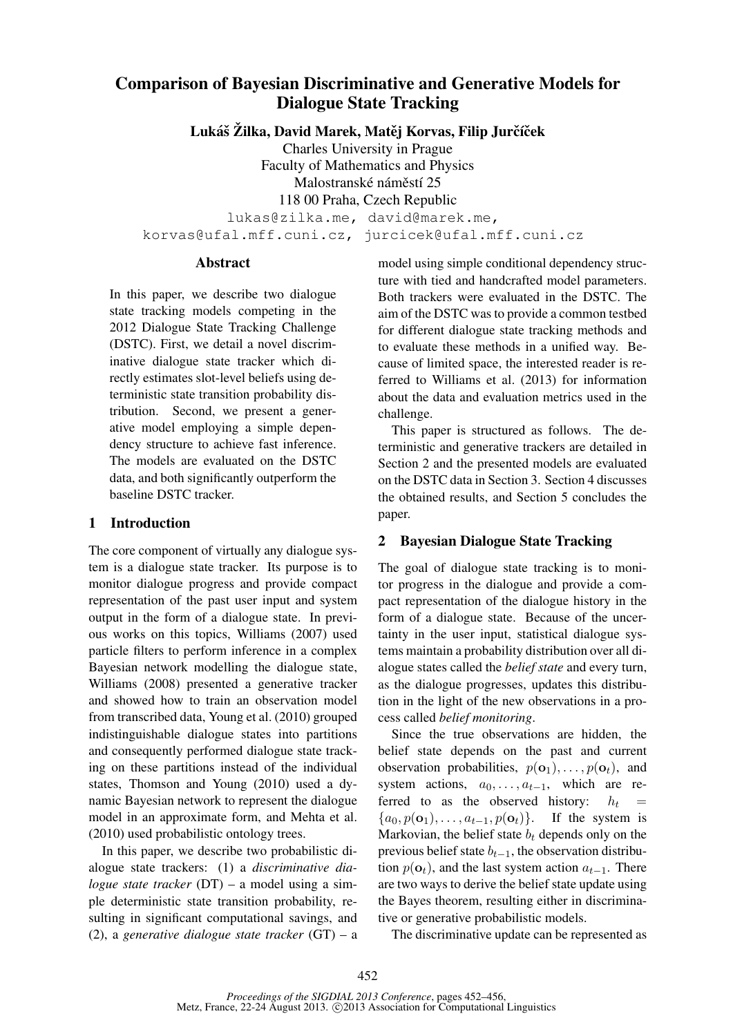# Comparison of Bayesian Discriminative and Generative Models for Dialogue State Tracking

**Lukáš Žilka, David Marek, Matěj Korvas, Filip Jurčíček**

Charles University in Prague
Faculty of Mathematics and Physics
Malostranské náměstí 25
118 00 Praha, Czech Republic

lukas@zilka.me, david@marek.me,
korvas@ufal.mff.cuni.cz, jurcicek@ufal.mff.cuni.cz

## Abstract

In this paper, we describe two dialogue state tracking models competing in the 2012 Dialogue State Tracking Challenge (DSTC). First, we detail a novel discriminative dialogue state tracker which directly estimates slot-level beliefs using deterministic state transition probability distribution. Second, we present a generative model employing a simple dependency structure to achieve fast inference. The models are evaluated on the DSTC data, and both significantly outperform the baseline DSTC tracker.

## 1 Introduction

The core component of virtually any dialogue system is a dialogue state tracker. Its purpose is to monitor dialogue progress and provide compact representation of the past user input and system output in the form of a dialogue state. In previous works on this topics, Williams (2007) used particle filters to perform inference in a complex Bayesian network modelling the dialogue state, Williams (2008) presented a generative tracker and showed how to train an observation model from transcribed data, Young et al. (2010) grouped indistinguishable dialogue states into partitions and consequently performed dialogue state tracking on these partitions instead of the individual states, Thomson and Young (2010) used a dynamic Bayesian network to represent the dialogue model in an approximate form, and Mehta et al. (2010) used probabilistic ontology trees.

In this paper, we describe two probabilistic dialogue state trackers: (1) a *discriminative dialogue state tracker* (DT) – a model using a simple deterministic state transition probability, resulting in significant computational savings, and (2), a *generative dialogue state tracker* (GT) – a model using simple conditional dependency structure with tied and handcrafted model parameters. Both trackers were evaluated in the DSTC. The aim of the DSTC was to provide a common testbed for different dialogue state tracking methods and to evaluate these methods in a unified way. Because of limited space, the interested reader is referred to Williams et al. (2013) for information about the data and evaluation metrics used in the challenge.

This paper is structured as follows. The deterministic and generative trackers are detailed in Section 2 and the presented models are evaluated on the DSTC data in Section 3. Section 4 discusses the obtained results, and Section 5 concludes the paper.

## 2 Bayesian Dialogue State Tracking

The goal of dialogue state tracking is to monitor progress in the dialogue and provide a compact representation of the dialogue history in the form of a dialogue state. Because of the uncertainty in the user input, statistical dialogue systems maintain a probability distribution over all dialogue states called the *belief state* and every turn, as the dialogue progresses, updates this distribution in the light of the new observations in a process called *belief monitoring*.

Since the true observations are hidden, the belief state depends on the past and current observation probabilities, $p(\mathbf{o}_1), \ldots, p(\mathbf{o}_t)$, and system actions, $a_0, \ldots, a_{t-1}$, which are referred to as the observed history: $h_t = \{a_0, p(\mathbf{o}_1), \ldots, a_{t-1}, p(\mathbf{o}_t)\}$. If the system is Markovian, the belief state $b_t$ depends only on the previous belief state $b_{t-1}$, the observation distribution $p(\mathbf{o}_t)$, and the last system action $a_{t-1}$. There are two ways to derive the belief state update using the Bayes theorem, resulting either in discriminative or generative probabilistic models.

The discriminative update can be represented as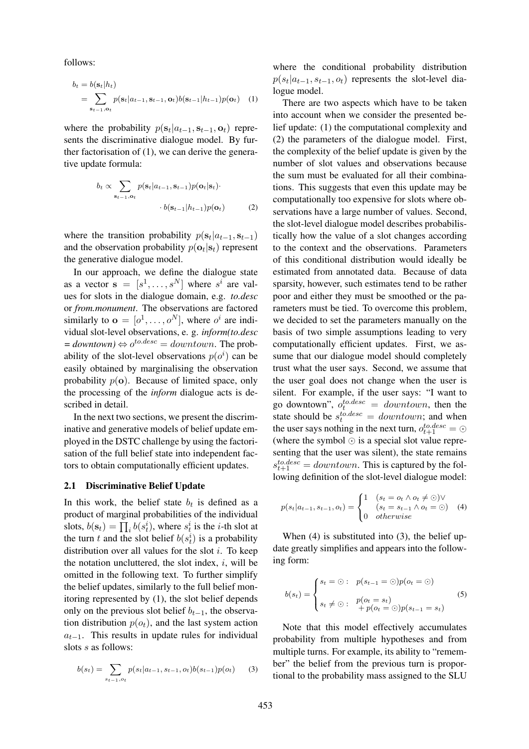follows:

$$
\begin{aligned}
b_t &= b(\mathbf{s}_t|h_t) \\
&= \sum_{\mathbf{s}_{t-1},\mathbf{o}_t} p(\mathbf{s}_t|a_{t-1},\mathbf{s}_{t-1},\mathbf{o}_t)b(\mathbf{s}_{t-1}|h_{t-1})p(\mathbf{o}_t) \quad (1)
\end{aligned}
$$

where the probability $p(\mathbf{s}_t|a_{t-1},\mathbf{s}_{t-1},\mathbf{o}_t)$ represents the discriminative dialogue model. By further factorisation of (1), we can derive the generative update formula:

$$
\begin{aligned}
b_t \propto \sum_{\mathbf{s}_{t-1},\mathbf{o}_t} & p(\mathbf{s}_t|a_{t-1},\mathbf{s}_{t-1})p(\mathbf{o}_t|\mathbf{s}_t)\cdot \\
& \cdot b(\mathbf{s}_{t-1}|h_{t-1})p(\mathbf{o}_t) \qquad (2)
\end{aligned}
$$

where the transition probability $p(\mathbf{s}_t|a_{t-1},\mathbf{s}_{t-1})$ and the observation probability $p(\mathbf{o}_t|\mathbf{s}_t)$ represent the generative dialogue model.

In our approach, we define the dialogue state as a vector $\mathbf{s} = [s^1,\ldots,s^N]$ where $s^i$ are values for slots in the dialogue domain, e.g. *to.desc* or *from.monument*. The observations are factored similarly to $\mathbf{o} = [o^1,\ldots,o^N]$, where $o^i$ are individual slot-level observations, e. g. *inform(to.desc = downtown)* $\Leftrightarrow o^{to.desc} = downtown$. The probability of the slot-level observations $p(o^i)$ can be easily obtained by marginalising the observation probability $p(\mathbf{o})$. Because of limited space, only the processing of the *inform* dialogue acts is described in detail.

In the next two sections, we present the discriminative and generative models of belief update employed in the DSTC challenge by using the factorisation of the full belief state into independent factors to obtain computationally efficient updates.

### 2.1 Discriminative Belief Update

In this work, the belief state $b_t$ is defined as a product of marginal probabilities of the individual slots, $b(\mathbf{s}_t) = \prod_i b(s_t^i)$, where $s_t^i$ is the $i$-th slot at the turn $t$ and the slot belief $b(s_t^i)$ is a probability distribution over all values for the slot $i$. To keep the notation uncluttered, the slot index, $i$, will be omitted in the following text. To further simplify the belief updates, similarly to the full belief monitoring represented by (1), the slot belief depends only on the previous slot belief $b_{t-1}$, the observation distribution $p(o_t)$, and the last system action $a_{t-1}$. This results in update rules for individual slots $s$ as follows:

$$
b(s_t) = \sum_{s_{t-1},o_t} p(s_t|a_{t-1},s_{t-1},o_t)b(s_{t-1})p(o_t) \qquad (3)
$$

where the conditional probability distribution $p(s_t|a_{t-1},s_{t-1},o_t)$ represents the slot-level dialogue model.

There are two aspects which have to be taken into account when we consider the presented belief update: (1) the computational complexity and (2) the parameters of the dialogue model. First, the complexity of the belief update is given by the number of slot values and observations because the sum must be evaluated for all their combinations. This suggests that even this update may be computationally too expensive for slots where observations have a large number of values. Second, the slot-level dialogue model describes probabilistically how the value of a slot changes according to the context and the observations. Parameters of this conditional distribution would ideally be estimated from annotated data. Because of data sparsity, however, such estimates tend to be rather poor and either they must be smoothed or the parameters must be tied. To overcome this problem, we decided to set the parameters manually on the basis of two simple assumptions leading to very computationally efficient updates. First, we assume that our dialogue model should completely trust what the user says. Second, we assume that the user goal does not change when the user is silent. For example, if the user says: "I want to go downtown", $o_t^{to.desc} = downtown$, then the state should be $s_t^{to.desc} = downtown$; and when the user says nothing in the next turn, $o_{t+1}^{to.desc} = \odot$ (where the symbol $\odot$ is a special slot value representing that the user was silent), the state remains $s_{t+1}^{to.desc} = downtown$. This is captured by the following definition of the slot-level dialogue model:

$$
p(s_t|a_{t-1},s_{t-1},o_t) = \begin{cases} 1 & (s_t = o_t \wedge o_t \neq \odot) \vee \\ & (s_t = s_{t-1} \wedge o_t = \odot) \\ 0 & otherwise \end{cases} \qquad (4)
$$

When (4) is substituted into (3), the belief update greatly simplifies and appears into the following form:

$$
b(s_t) = \begin{cases} s_t = \odot: & p(s_{t-1} = \odot)p(o_t = \odot) \\ & \\ s_t \neq \odot: & p(o_t = s_t) \\ & \quad + p(o_t = \odot)p(s_{t-1} = s_t) \end{cases} \qquad (5)
$$

Note that this model effectively accumulates probability from multiple hypotheses and from multiple turns. For example, its ability to "remember" the belief from the previous turn is proportional to the probability mass assigned to the SLU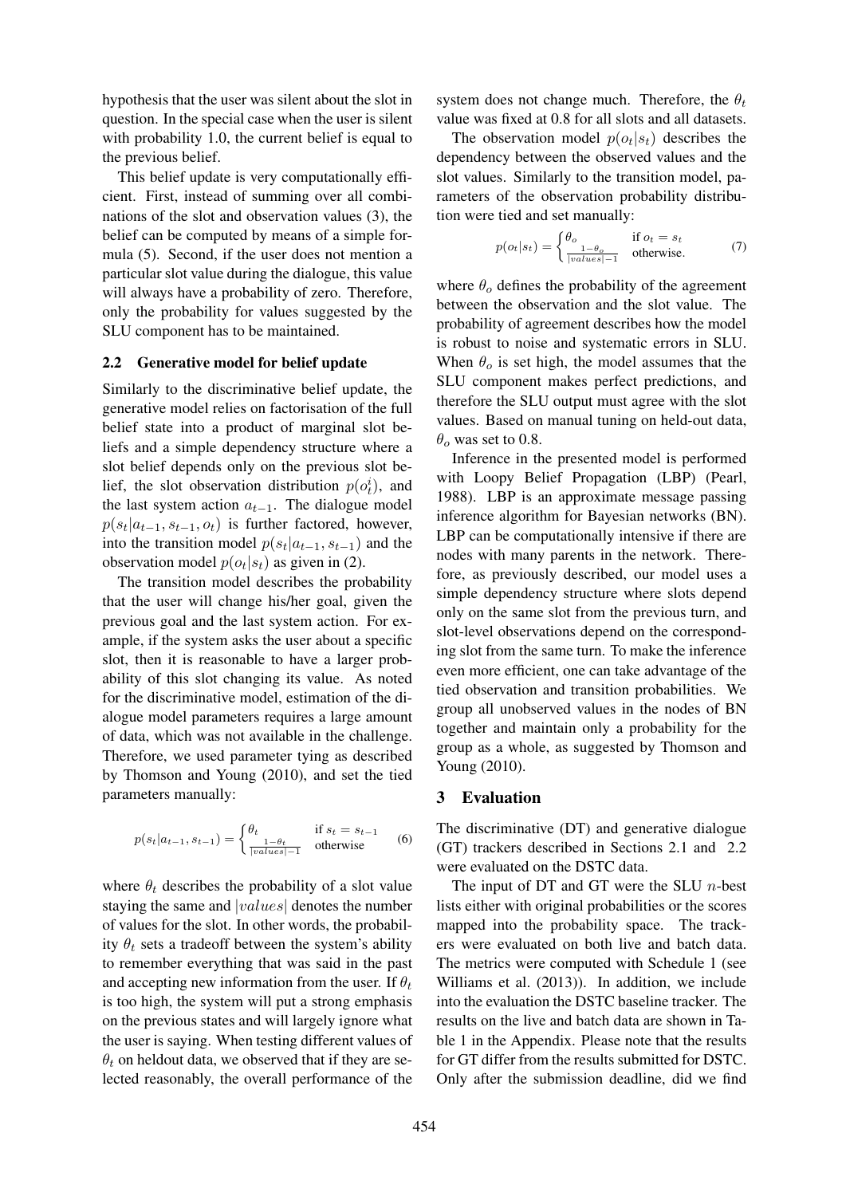hypothesis that the user was silent about the slot in question. In the special case when the user is silent with probability 1.0, the current belief is equal to the previous belief.

This belief update is very computationally efficient. First, instead of summing over all combinations of the slot and observation values (3), the belief can be computed by means of a simple formula (5). Second, if the user does not mention a particular slot value during the dialogue, this value will always have a probability of zero. Therefore, only the probability for values suggested by the SLU component has to be maintained.

### 2.2 Generative model for belief update

Similarly to the discriminative belief update, the generative model relies on factorisation of the full belief state into a product of marginal slot beliefs and a simple dependency structure where a slot belief depends only on the previous slot belief, the slot observation distribution $p(o_t^i)$, and the last system action $a_{t-1}$. The dialogue model $p(s_t|a_{t-1}, s_{t-1}, o_t)$ is further factored, however, into the transition model $p(s_t|a_{t-1}, s_{t-1})$ and the observation model $p(o_t|s_t)$ as given in (2).

The transition model describes the probability that the user will change his/her goal, given the previous goal and the last system action. For example, if the system asks the user about a specific slot, then it is reasonable to have a larger probability of this slot changing its value. As noted for the discriminative model, estimation of the dialogue model parameters requires a large amount of data, which was not available in the challenge. Therefore, we used parameter tying as described by Thomson and Young (2010), and set the tied parameters manually:

$$p(s_t|a_{t-1}, s_{t-1}) = \begin{cases} \theta_t & \text{if } s_t = s_{t-1} \\ \frac{1-\theta_t}{|values|-1} & \text{otherwise} \end{cases} \quad (6)$$

where $\theta_t$ describes the probability of a slot value staying the same and $|values|$ denotes the number of values for the slot. In other words, the probability $\theta_t$ sets a tradeoff between the system's ability to remember everything that was said in the past and accepting new information from the user. If $\theta_t$ is too high, the system will put a strong emphasis on the previous states and will largely ignore what the user is saying. When testing different values of $\theta_t$ on heldout data, we observed that if they are selected reasonably, the overall performance of the system does not change much. Therefore, the $\theta_t$ value was fixed at 0.8 for all slots and all datasets.

The observation model $p(o_t|s_t)$ describes the dependency between the observed values and the slot values. Similarly to the transition model, parameters of the observation probability distribution were tied and set manually:

$$p(o_t|s_t) = \begin{cases} \theta_o & \text{if } o_t = s_t \\ \frac{1-\theta_o}{|values|-1} & \text{otherwise.} \end{cases} \quad (7)$$

where $\theta_o$ defines the probability of the agreement between the observation and the slot value. The probability of agreement describes how the model is robust to noise and systematic errors in SLU. When $\theta_o$ is set high, the model assumes that the SLU component makes perfect predictions, and therefore the SLU output must agree with the slot values. Based on manual tuning on held-out data, $\theta_o$ was set to 0.8.

Inference in the presented model is performed with Loopy Belief Propagation (LBP) (Pearl, 1988). LBP is an approximate message passing inference algorithm for Bayesian networks (BN). LBP can be computationally intensive if there are nodes with many parents in the network. Therefore, as previously described, our model uses a simple dependency structure where slots depend only on the same slot from the previous turn, and slot-level observations depend on the corresponding slot from the same turn. To make the inference even more efficient, one can take advantage of the tied observation and transition probabilities. We group all unobserved values in the nodes of BN together and maintain only a probability for the group as a whole, as suggested by Thomson and Young (2010).

## 3 Evaluation

The discriminative (DT) and generative dialogue (GT) trackers described in Sections 2.1 and 2.2 were evaluated on the DSTC data.

The input of DT and GT were the SLU $n$-best lists either with original probabilities or the scores mapped into the probability space. The trackers were evaluated on both live and batch data. The metrics were computed with Schedule 1 (see Williams et al. (2013)). In addition, we include into the evaluation the DSTC baseline tracker. The results on the live and batch data are shown in Table 1 in the Appendix. Please note that the results for GT differ from the results submitted for DSTC. Only after the submission deadline, did we find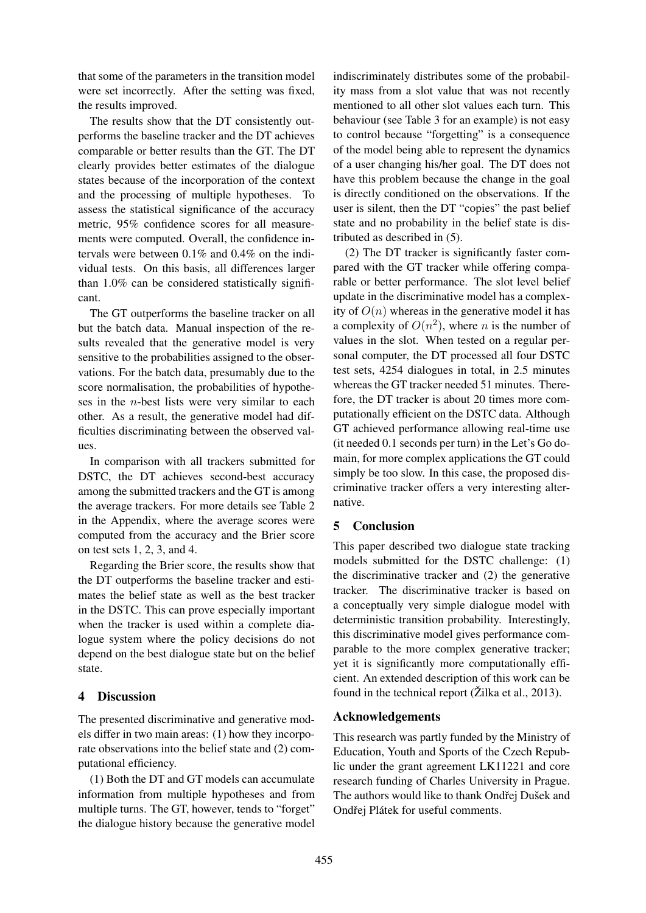that some of the parameters in the transition model were set incorrectly. After the setting was fixed, the results improved.

The results show that the DT consistently outperforms the baseline tracker and the DT achieves comparable or better results than the GT. The DT clearly provides better estimates of the dialogue states because of the incorporation of the context and the processing of multiple hypotheses. To assess the statistical significance of the accuracy metric, 95% confidence scores for all measurements were computed. Overall, the confidence intervals were between 0.1% and 0.4% on the individual tests. On this basis, all differences larger than 1.0% can be considered statistically significant.

The GT outperforms the baseline tracker on all but the batch data. Manual inspection of the results revealed that the generative model is very sensitive to the probabilities assigned to the observations. For the batch data, presumably due to the score normalisation, the probabilities of hypotheses in the $n$-best lists were very similar to each other. As a result, the generative model had difficulties discriminating between the observed values.

In comparison with all trackers submitted for DSTC, the DT achieves second-best accuracy among the submitted trackers and the GT is among the average trackers. For more details see Table 2 in the Appendix, where the average scores were computed from the accuracy and the Brier score on test sets 1, 2, 3, and 4.

Regarding the Brier score, the results show that the DT outperforms the baseline tracker and estimates the belief state as well as the best tracker in the DSTC. This can prove especially important when the tracker is used within a complete dialogue system where the policy decisions do not depend on the best dialogue state but on the belief state.

## 4 Discussion

The presented discriminative and generative models differ in two main areas: (1) how they incorporate observations into the belief state and (2) computational efficiency.

(1) Both the DT and GT models can accumulate information from multiple hypotheses and from multiple turns. The GT, however, tends to "forget" the dialogue history because the generative model indiscriminately distributes some of the probability mass from a slot value that was not recently mentioned to all other slot values each turn. This behaviour (see Table 3 for an example) is not easy to control because "forgetting" is a consequence of the model being able to represent the dynamics of a user changing his/her goal. The DT does not have this problem because the change in the goal is directly conditioned on the observations. If the user is silent, then the DT "copies" the past belief state and no probability in the belief state is distributed as described in (5).

(2) The DT tracker is significantly faster compared with the GT tracker while offering comparable or better performance. The slot level belief update in the discriminative model has a complexity of $O(n)$ whereas in the generative model it has a complexity of $O(n^2)$, where $n$ is the number of values in the slot. When tested on a regular personal computer, the DT processed all four DSTC test sets, 4254 dialogues in total, in 2.5 minutes whereas the GT tracker needed 51 minutes. Therefore, the DT tracker is about 20 times more computationally efficient on the DSTC data. Although GT achieved performance allowing real-time use (it needed 0.1 seconds per turn) in the Let's Go domain, for more complex applications the GT could simply be too slow. In this case, the proposed discriminative tracker offers a very interesting alternative.

## 5 Conclusion

This paper described two dialogue state tracking models submitted for the DSTC challenge: (1) the discriminative tracker and (2) the generative tracker. The discriminative tracker is based on a conceptually very simple dialogue model with deterministic transition probability. Interestingly, this discriminative model gives performance comparable to the more complex generative tracker; yet it is significantly more computationally efficient. An extended description of this work can be found in the technical report (Žilka et al., 2013).

## Acknowledgements

This research was partly funded by the Ministry of Education, Youth and Sports of the Czech Republic under the grant agreement LK11221 and core research funding of Charles University in Prague. The authors would like to thank Ondřej Dušek and Ondřej Plátek for useful comments.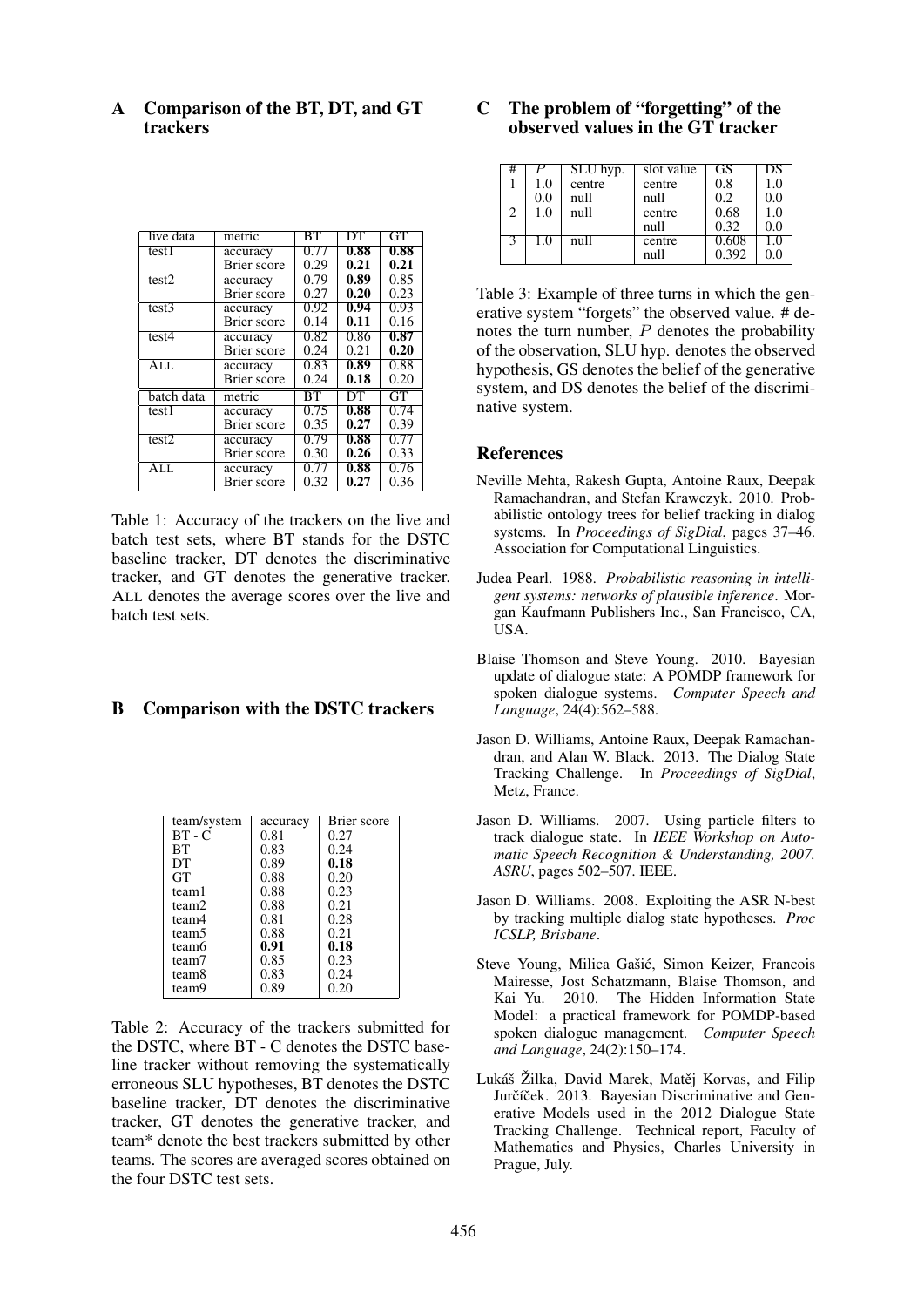## A Comparison of the BT, DT, and GT trackers

| live data | metric | BT | DT | GT |
|---|---|---|---|---|
| test1 | accuracy | 0.77 | **0.88** | **0.88** |
| | Brier score | 0.29 | **0.21** | **0.21** |
| test2 | accuracy | 0.79 | **0.89** | 0.85 |
| | Brier score | 0.27 | **0.20** | 0.23 |
| test3 | accuracy | 0.92 | **0.94** | 0.93 |
| | Brier score | 0.14 | **0.11** | 0.16 |
| test4 | accuracy | 0.82 | 0.86 | **0.87** |
| | Brier score | 0.24 | 0.21 | **0.20** |
| ALL | accuracy | 0.83 | **0.89** | 0.88 |
| | Brier score | 0.24 | **0.18** | 0.20 |
| **batch data** | **metric** | **BT** | **DT** | **GT** |
| test1 | accuracy | 0.75 | **0.88** | 0.74 |
| | Brier score | 0.35 | **0.27** | 0.39 |
| test2 | accuracy | 0.79 | **0.88** | 0.77 |
| | Brier score | 0.30 | **0.26** | 0.33 |
| ALL | accuracy | 0.77 | **0.88** | 0.76 |
| | Brier score | 0.32 | **0.27** | 0.36 |

Table 1: Accuracy of the trackers on the live and batch test sets, where BT stands for the DSTC baseline tracker, DT denotes the discriminative tracker, and GT denotes the generative tracker. ALL denotes the average scores over the live and batch test sets.

## B Comparison with the DSTC trackers

| team/system | accuracy | Brier score |
|---|---|---|
| BT - C | 0.81 | 0.27 |
| BT | 0.83 | 0.24 |
| DT | 0.89 | **0.18** |
| GT | 0.88 | 0.20 |
| team1 | 0.88 | 0.23 |
| team2 | 0.88 | 0.21 |
| team4 | 0.81 | 0.28 |
| team5 | 0.88 | 0.21 |
| team6 | **0.91** | **0.18** |
| team7 | 0.85 | 0.23 |
| team8 | 0.83 | 0.24 |
| team9 | 0.89 | 0.20 |

Table 2: Accuracy of the trackers submitted for the DSTC, where BT - C denotes the DSTC baseline tracker without removing the systematically erroneous SLU hypotheses, BT denotes the DSTC baseline tracker, DT denotes the discriminative tracker, GT denotes the generative tracker, and team* denote the best trackers submitted by other teams. The scores are averaged scores obtained on the four DSTC test sets.

## C The problem of "forgetting" of the observed values in the GT tracker

| # | $P$ | SLU hyp. | slot value | GS | DS |
|---|---|---|---|---|---|
| 1 | 1.0 | centre | centre | 0.8 | 1.0 |
| | 0.0 | null | null | 0.2 | 0.0 |
| 2 | 1.0 | null | centre | 0.68 | 1.0 |
| | | | null | 0.32 | 0.0 |
| 3 | 1.0 | null | centre | 0.608 | 1.0 |
| | | | null | 0.392 | 0.0 |

Table 3: Example of three turns in which the generative system "forgets" the observed value. # denotes the turn number, $P$ denotes the probability of the observation, SLU hyp. denotes the observed hypothesis, GS denotes the belief of the generative system, and DS denotes the belief of the discriminative system.

## References

Neville Mehta, Rakesh Gupta, Antoine Raux, Deepak Ramachandran, and Stefan Krawczyk. 2010. Probabilistic ontology trees for belief tracking in dialog systems. In *Proceedings of SigDial*, pages 37–46. Association for Computational Linguistics.

Judea Pearl. 1988. *Probabilistic reasoning in intelligent systems: networks of plausible inference*. Morgan Kaufmann Publishers Inc., San Francisco, CA, USA.

Blaise Thomson and Steve Young. 2010. Bayesian update of dialogue state: A POMDP framework for spoken dialogue systems. *Computer Speech and Language*, 24(4):562–588.

Jason D. Williams, Antoine Raux, Deepak Ramachandran, and Alan W. Black. 2013. The Dialog State Tracking Challenge. In *Proceedings of SigDial*, Metz, France.

Jason D. Williams. 2007. Using particle filters to track dialogue state. In *IEEE Workshop on Automatic Speech Recognition & Understanding, 2007. ASRU*, pages 502–507. IEEE.

Jason D. Williams. 2008. Exploiting the ASR N-best by tracking multiple dialog state hypotheses. *Proc ICSLP, Brisbane*.

Steve Young, Milica Gašić, Simon Keizer, Francois Mairesse, Jost Schatzmann, Blaise Thomson, and Kai Yu. 2010. The Hidden Information State Model: a practical framework for POMDP-based spoken dialogue management. *Computer Speech and Language*, 24(2):150–174.

Lukáš Žilka, David Marek, Matěj Korvas, and Filip Jurčíček. 2013. Bayesian Discriminative and Generative Models used in the 2012 Dialogue State Tracking Challenge. Technical report, Faculty of Mathematics and Physics, Charles University in Prague, July.